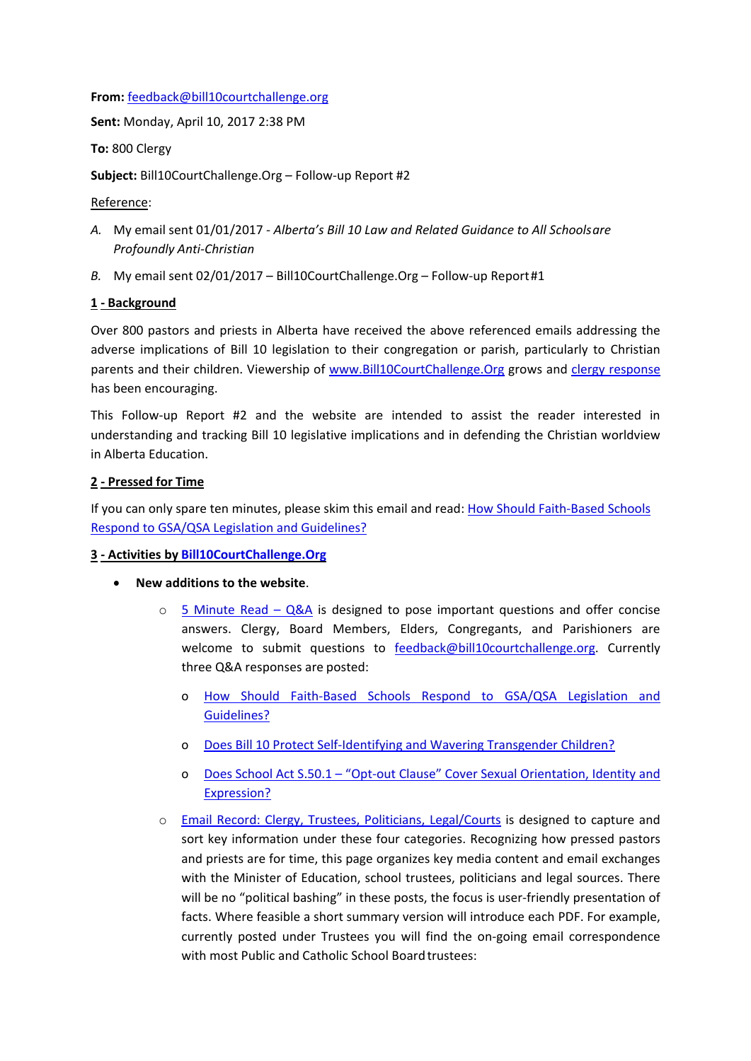**From:** feedback@bill10courtchallenge.org

**Sent:** Monday, April 10, 2017 2:38 PM

**To:** 800 Clergy

**Subject:** Bill10CourtChallenge.Org – Follow-up Report #2

Reference:

A. My email sent 01/01/2017 - *Alberta's Bill 10 Law and Related Guidance to All Schools are Profoundly Anti-Christian*

B. My email sent 02/01/2017 – Bill10CourtChallenge.Org – Follow-up Report #1

**1 - Background**

Over 800 pastors and priests in Alberta have received the above referenced emails addressing the adverse implications of Bill 10 legislation to their congregation or parish, particularly to Christian parents and their children. Viewership of www.Bill10CourtChallenge.Org grows and clergy response has been encouraging.

This Follow-up Report #2 and the website are intended to assist the reader interested in understanding and tracking Bill 10 legislative implications and in defending the Christian worldview in Alberta Education.

**2 - Pressed for Time**

If you can only spare ten minutes, please skim this email and read: How Should Faith-Based Schools Respond to GSA/QSA Legislation and Guidelines?

**3 - Activities by Bill10CourtChallenge.Org**

- **New additions to the website**.
  - 5 Minute Read – Q&A is designed to pose important questions and offer concise answers. Clergy, Board Members, Elders, Congregants, and Parishioners are welcome to submit questions to feedback@bill10courtchallenge.org. Currently three Q&A responses are posted:
    - How Should Faith-Based Schools Respond to GSA/QSA Legislation and Guidelines?
    - Does Bill 10 Protect Self-Identifying and Wavering Transgender Children?
    - Does School Act S.50.1 – "Opt-out Clause" Cover Sexual Orientation, Identity and Expression?
  - Email Record: Clergy, Trustees, Politicians, Legal/Courts is designed to capture and sort key information under these four categories. Recognizing how pressed pastors and priests are for time, this page organizes key media content and email exchanges with the Minister of Education, school trustees, politicians and legal sources. There will be no "political bashing" in these posts, the focus is user-friendly presentation of facts. Where feasible a short summary version will introduce each PDF. For example, currently posted under Trustees you will find the on-going email correspondence with most Public and Catholic School Board trustees: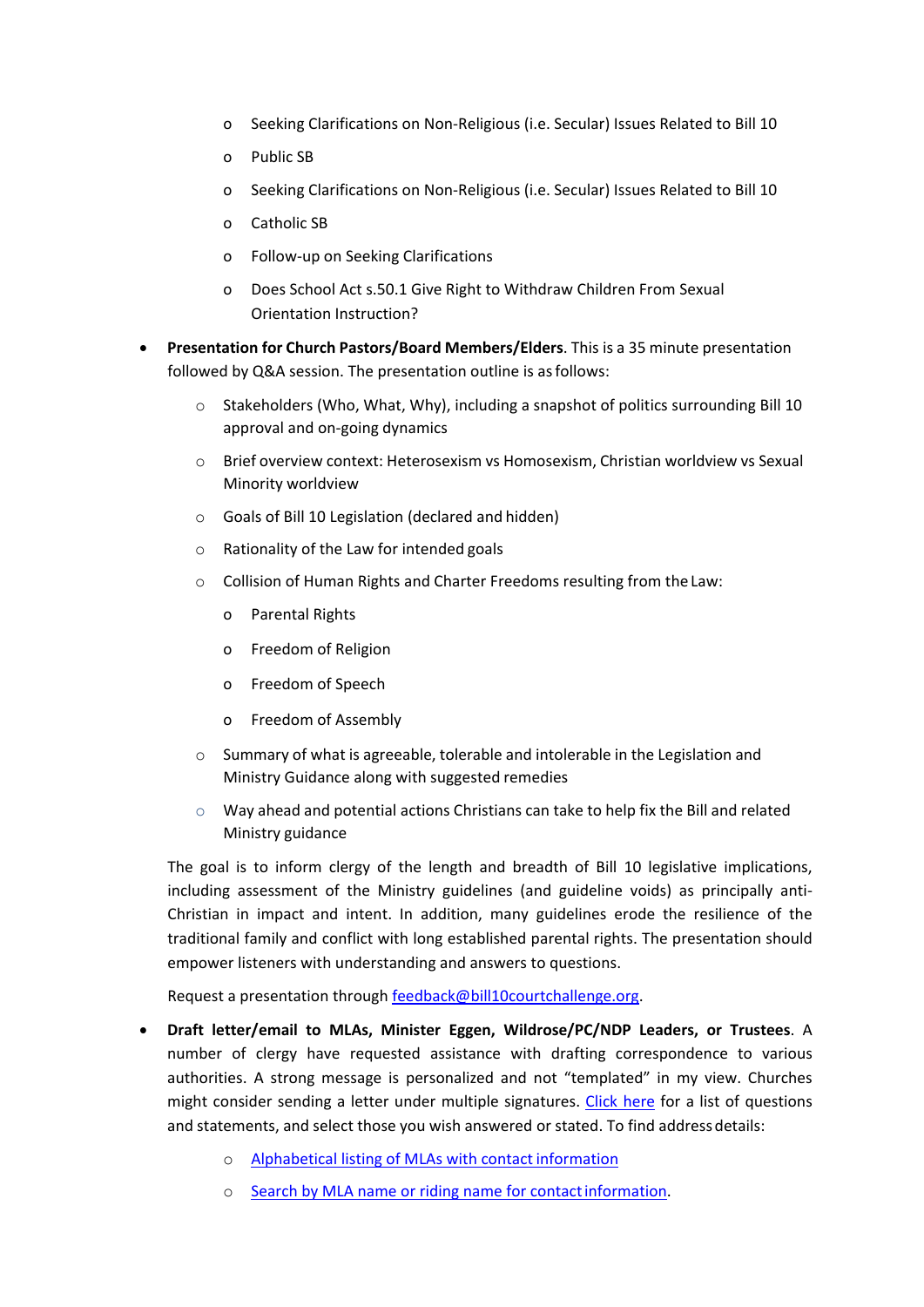- Seeking Clarifications on Non-Religious (i.e. Secular) Issues Related to Bill 10
        - Public SB
        - Seeking Clarifications on Non-Religious (i.e. Secular) Issues Related to Bill 10
        - Catholic SB
        - Follow-up on Seeking Clarifications
        - Does School Act s.50.1 Give Right to Withdraw Children From Sexual Orientation Instruction?

- **Presentation for Church Pastors/Board Members/Elders**. This is a 35 minute presentation followed by Q&A session. The presentation outline is as follows:
    - Stakeholders (Who, What, Why), including a snapshot of politics surrounding Bill 10 approval and on-going dynamics
    - Brief overview context: Heterosexism vs Homosexism, Christian worldview vs Sexual Minority worldview
    - Goals of Bill 10 Legislation (declared and hidden)
    - Rationality of the Law for intended goals
    - Collision of Human Rights and Charter Freedoms resulting from the Law:
        - Parental Rights
        - Freedom of Religion
        - Freedom of Speech
        - Freedom of Assembly
    - Summary of what is agreeable, tolerable and intolerable in the Legislation and Ministry Guidance along with suggested remedies
    - Way ahead and potential actions Christians can take to help fix the Bill and related Ministry guidance

  The goal is to inform clergy of the length and breadth of Bill 10 legislative implications, including assessment of the Ministry guidelines (and guideline voids) as principally anti-Christian in impact and intent. In addition, many guidelines erode the resilience of the traditional family and conflict with long established parental rights. The presentation should empower listeners with understanding and answers to questions.

  Request a presentation through feedback@bill10courtchallenge.org.

- **Draft letter/email to MLAs, Minister Eggen, Wildrose/PC/NDP Leaders, or Trustees**. A number of clergy have requested assistance with drafting correspondence to various authorities. A strong message is personalized and not "templated" in my view. Churches might consider sending a letter under multiple signatures. Click here for a list of questions and statements, and select those you wish answered or stated. To find address details:
    - Alphabetical listing of MLAs with contact information
    - Search by MLA name or riding name for contact information.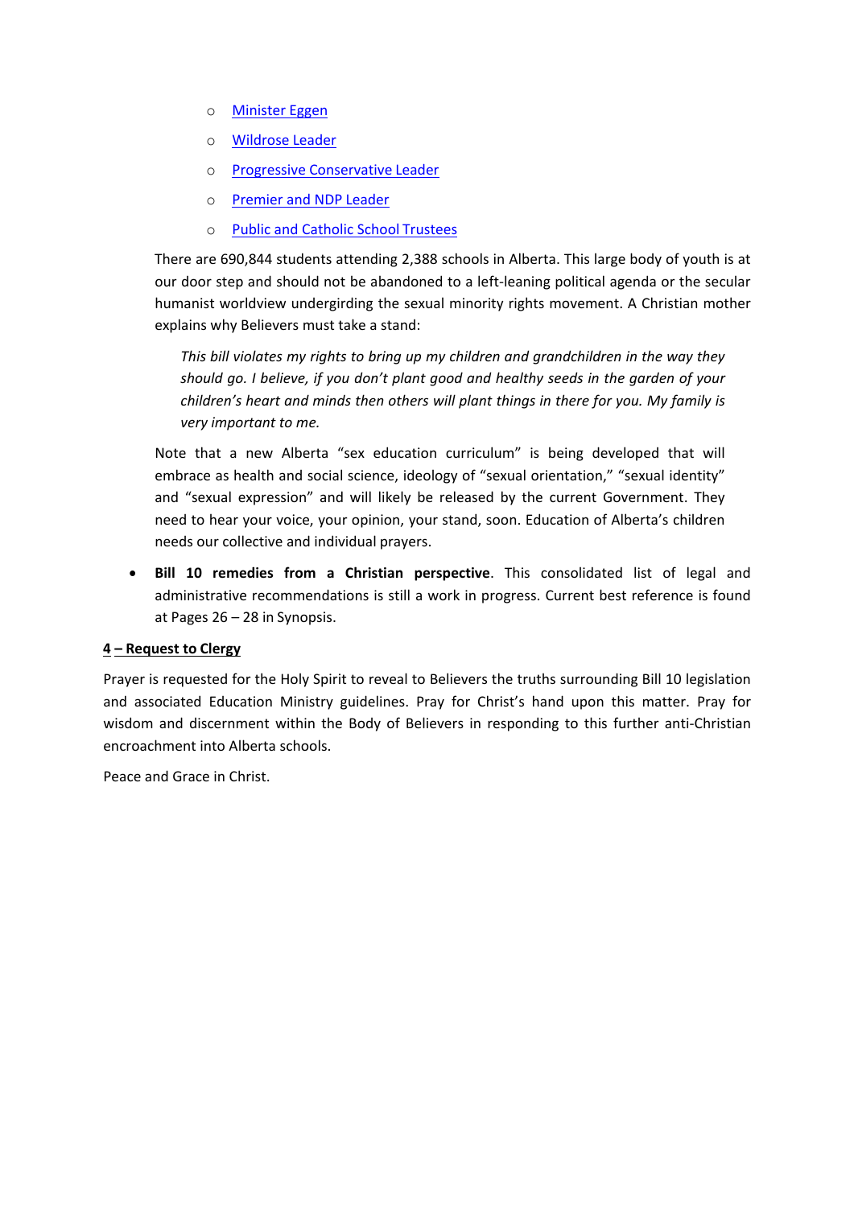- Minister Eggen
    - Wildrose Leader
    - Progressive Conservative Leader
    - Premier and NDP Leader
    - Public and Catholic School Trustees

  There are 690,844 students attending 2,388 schools in Alberta. This large body of youth is at our door step and should not be abandoned to a left-leaning political agenda or the secular humanist worldview undergirding the sexual minority rights movement. A Christian mother explains why Believers must take a stand:

  > *This bill violates my rights to bring up my children and grandchildren in the way they should go. I believe, if you don't plant good and healthy seeds in the garden of your children's heart and minds then others will plant things in there for you. My family is very important to me.*

  Note that a new Alberta "sex education curriculum" is being developed that will embrace as health and social science, ideology of "sexual orientation," "sexual identity" and "sexual expression" and will likely be released by the current Government. They need to hear your voice, your opinion, your stand, soon. Education of Alberta's children needs our collective and individual prayers.

- **Bill 10 remedies from a Christian perspective**. This consolidated list of legal and administrative recommendations is still a work in progress. Current best reference is found at Pages 26 – 28 in Synopsis.

**4 – Request to Clergy**

Prayer is requested for the Holy Spirit to reveal to Believers the truths surrounding Bill 10 legislation and associated Education Ministry guidelines. Pray for Christ's hand upon this matter. Pray for wisdom and discernment within the Body of Believers in responding to this further anti-Christian encroachment into Alberta schools.

Peace and Grace in Christ.